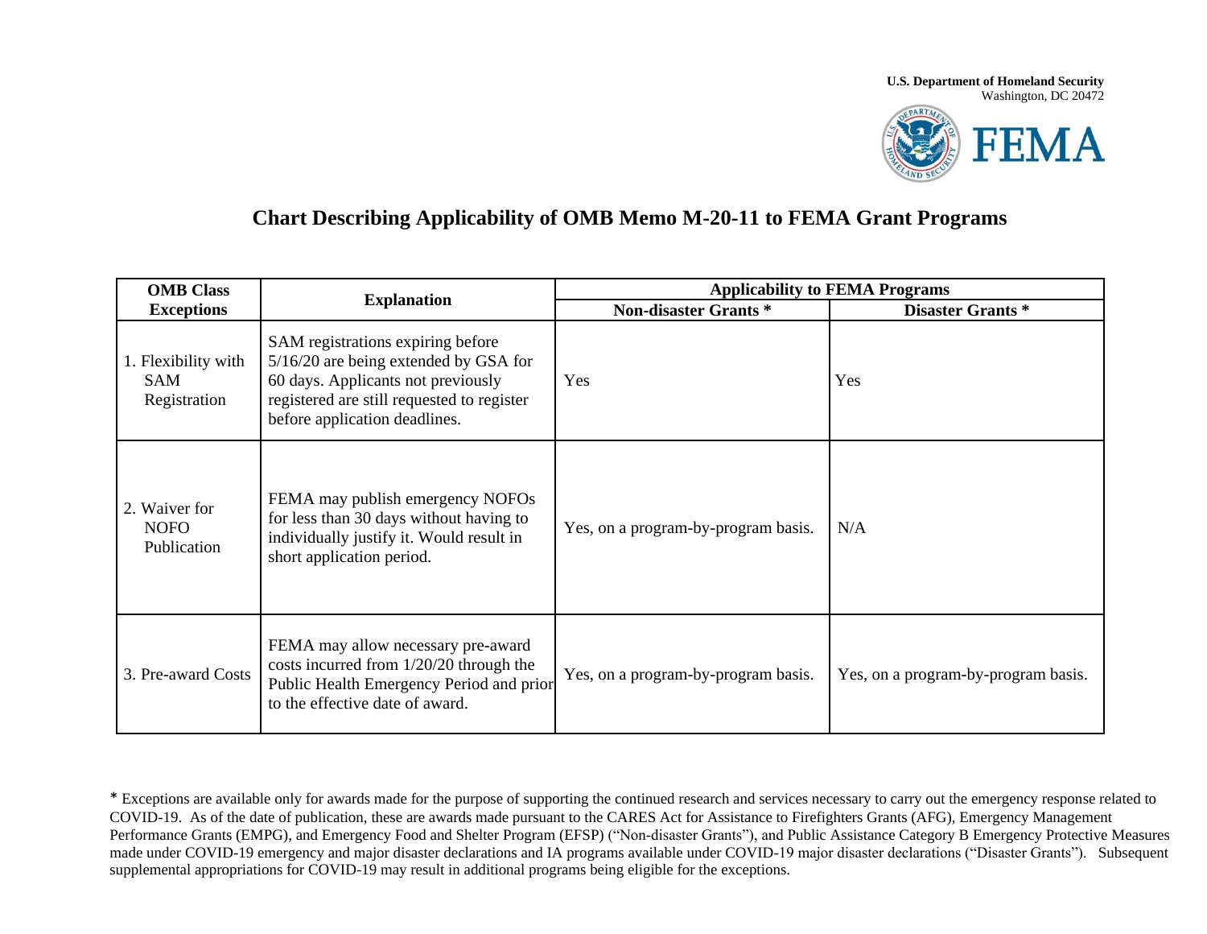**U.S. Department of Homeland Security**
Washington, DC 20472

FEMA

# Chart Describing Applicability of OMB Memo M-20-11 to FEMA Grant Programs

| OMB Class Exceptions | Explanation | Applicability to FEMA Programs | |
|---|---|---|---|
| | | **Non-disaster Grants *** | **Disaster Grants *** |
| 1. Flexibility with SAM Registration | SAM registrations expiring before 5/16/20 are being extended by GSA for 60 days. Applicants not previously registered are still requested to register before application deadlines. | Yes | Yes |
| 2. Waiver for NOFO Publication | FEMA may publish emergency NOFOs for less than 30 days without having to individually justify it. Would result in short application period. | Yes, on a program-by-program basis. | N/A |
| 3. Pre-award Costs | FEMA may allow necessary pre-award costs incurred from 1/20/20 through the Public Health Emergency Period and prior to the effective date of award. | Yes, on a program-by-program basis. | Yes, on a program-by-program basis. |

* Exceptions are available only for awards made for the purpose of supporting the continued research and services necessary to carry out the emergency response related to COVID-19. As of the date of publication, these are awards made pursuant to the CARES Act for Assistance to Firefighters Grants (AFG), Emergency Management Performance Grants (EMPG), and Emergency Food and Shelter Program (EFSP) ("Non-disaster Grants"), and Public Assistance Category B Emergency Protective Measures made under COVID-19 emergency and major disaster declarations and IA programs available under COVID-19 major disaster declarations ("Disaster Grants"). Subsequent supplemental appropriations for COVID-19 may result in additional programs being eligible for the exceptions.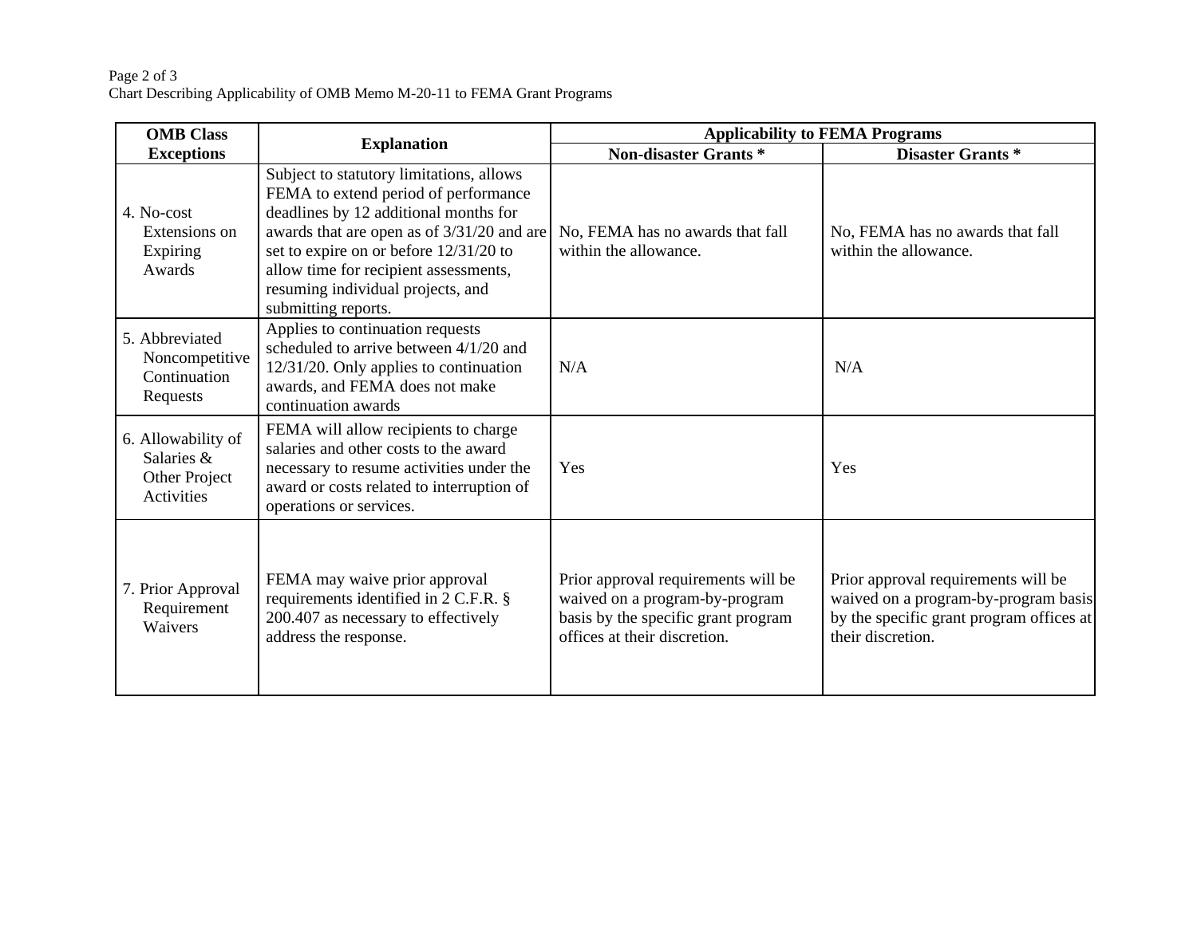| OMB Class Exceptions | Explanation | Applicability to FEMA Programs | |
|---|---|---|---|
| | | Non-disaster Grants * | Disaster Grants * |
| 4. No-cost Extensions on Expiring Awards | Subject to statutory limitations, allows FEMA to extend period of performance deadlines by 12 additional months for awards that are open as of 3/31/20 and are set to expire on or before 12/31/20 to allow time for recipient assessments, resuming individual projects, and submitting reports. | No, FEMA has no awards that fall within the allowance. | No, FEMA has no awards that fall within the allowance. |
| 5. Abbreviated Noncompetitive Continuation Requests | Applies to continuation requests scheduled to arrive between 4/1/20 and 12/31/20. Only applies to continuation awards, and FEMA does not make continuation awards | N/A | N/A |
| 6. Allowability of Salaries & Other Project Activities | FEMA will allow recipients to charge salaries and other costs to the award necessary to resume activities under the award or costs related to interruption of operations or services. | Yes | Yes |
| 7. Prior Approval Requirement Waivers | FEMA may waive prior approval requirements identified in 2 C.F.R. § 200.407 as necessary to effectively address the response. | Prior approval requirements will be waived on a program-by-program basis by the specific grant program offices at their discretion. | Prior approval requirements will be waived on a program-by-program basis by the specific grant program offices at their discretion. |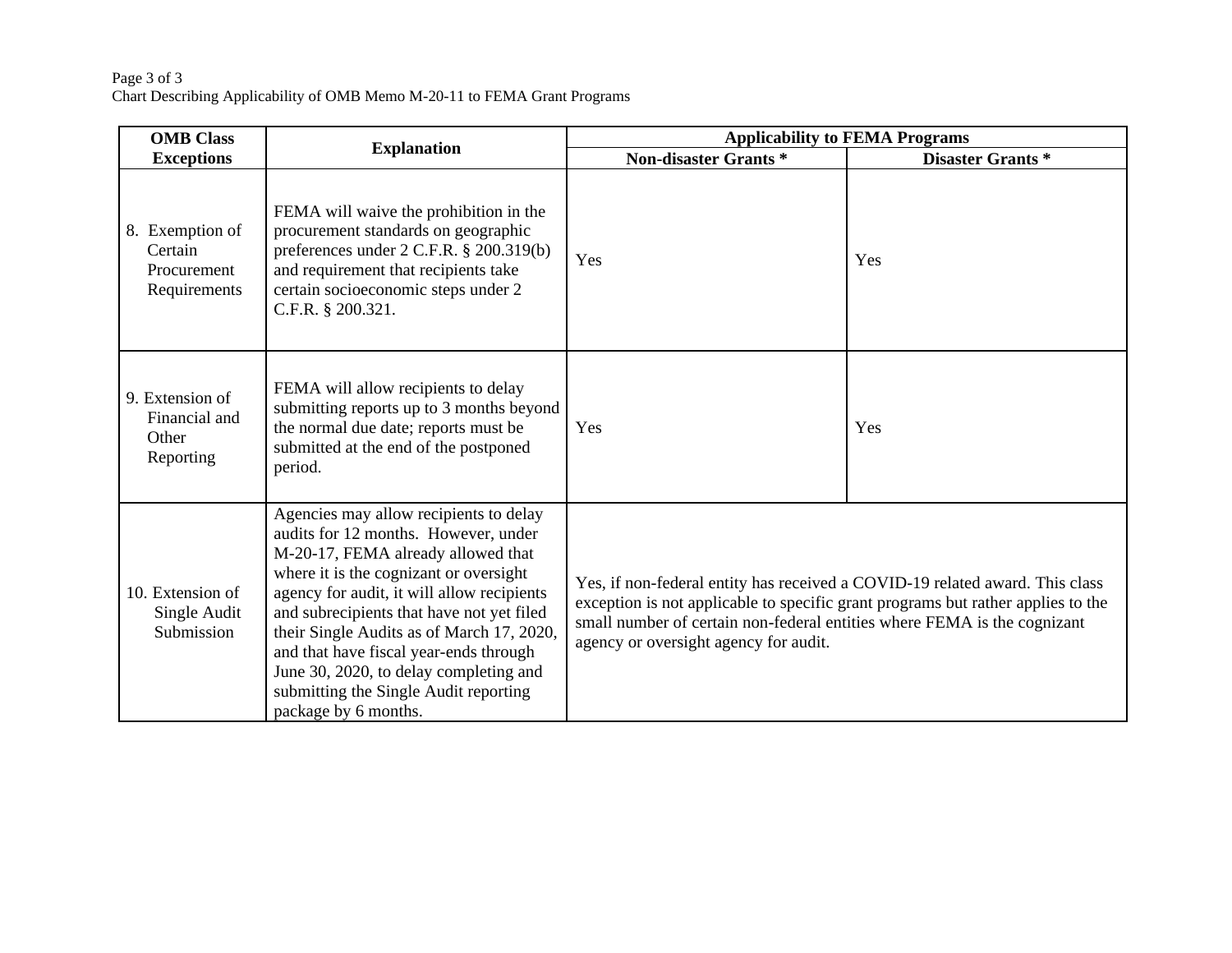| OMB Class Exceptions | Explanation | Applicability to FEMA Programs | |
|---|---|---|---|
| | | Non-disaster Grants * | Disaster Grants * |
| 8. Exemption of Certain Procurement Requirements | FEMA will waive the prohibition in the procurement standards on geographic preferences under 2 C.F.R. § 200.319(b) and requirement that recipients take certain socioeconomic steps under 2 C.F.R. § 200.321. | Yes | Yes |
| 9. Extension of Financial and Other Reporting | FEMA will allow recipients to delay submitting reports up to 3 months beyond the normal due date; reports must be submitted at the end of the postponed period. | Yes | Yes |
| 10. Extension of Single Audit Submission | Agencies may allow recipients to delay audits for 12 months. However, under M-20-17, FEMA already allowed that where it is the cognizant or oversight agency for audit, it will allow recipients and subrecipients that have not yet filed their Single Audits as of March 17, 2020, and that have fiscal year-ends through June 30, 2020, to delay completing and submitting the Single Audit reporting package by 6 months. | Yes, if non-federal entity has received a COVID-19 related award. This class exception is not applicable to specific grant programs but rather applies to the small number of certain non-federal entities where FEMA is the cognizant agency or oversight agency for audit. | |